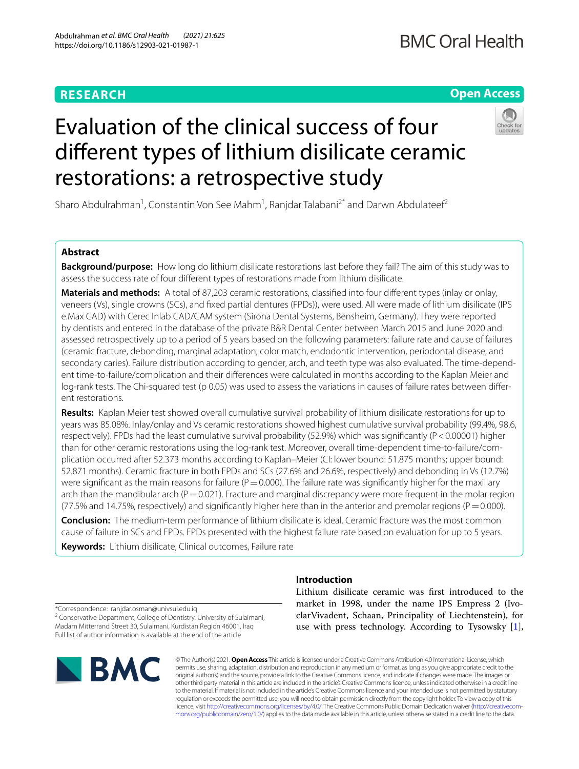**RESEARCH** **Open Access**

# Evaluation of the clinical success of four different types of lithium disilicate ceramic restorations: a retrospective study

Sharo Abdulrahman[1], Constantin Von See Mahm[1], Ranjdar Talabani[2*] and Darwn Abdulateef[2]

## Abstract

**Background/purpose:** How long do lithium disilicate restorations last before they fail? The aim of this study was to assess the success rate of four different types of restorations made from lithium disilicate.

**Materials and methods:** A total of 87,203 ceramic restorations, classified into four different types (inlay or onlay, veneers (Vs), single crowns (SCs), and fixed partial dentures (FPDs)), were used. All were made of lithium disilicate (IPS e.Max CAD) with Cerec Inlab CAD/CAM system (Sirona Dental Systems, Bensheim, Germany). They were reported by dentists and entered in the database of the private B&R Dental Center between March 2015 and June 2020 and assessed retrospectively up to a period of 5 years based on the following parameters: failure rate and cause of failures (ceramic fracture, debonding, marginal adaptation, color match, endodontic intervention, periodontal disease, and secondary caries). Failure distribution according to gender, arch, and teeth type was also evaluated. The time-dependent time-to-failure/complication and their differences were calculated in months according to the Kaplan Meier and log-rank tests. The Chi-squared test (p 0.05) was used to assess the variations in causes of failure rates between different restorations.

**Results:** Kaplan Meier test showed overall cumulative survival probability of lithium disilicate restorations for up to years was 85.08%. Inlay/onlay and Vs ceramic restorations showed highest cumulative survival probability (99.4%, 98.6, respectively). FPDs had the least cumulative survival probability (52.9%) which was significantly ($P < 0.00001$) higher than for other ceramic restorations using the log-rank test. Moreover, overall time-dependent time-to-failure/complication occurred after 52.373 months according to Kaplan–Meier (CI: lower bound: 51.875 months; upper bound: 52.871 months). Ceramic fracture in both FPDs and SCs (27.6% and 26.6%, respectively) and debonding in Vs (12.7%) were significant as the main reasons for failure ($P = 0.000$). The failure rate was significantly higher for the maxillary arch than the mandibular arch ($P = 0.021$). Fracture and marginal discrepancy were more frequent in the molar region (77.5% and 14.75%, respectively) and significantly higher here than in the anterior and premolar regions ($P = 0.000$).

**Conclusion:** The medium-term performance of lithium disilicate is ideal. Ceramic fracture was the most common cause of failure in SCs and FPDs. FPDs presented with the highest failure rate based on evaluation for up to 5 years.

**Keywords:** Lithium disilicate, Clinical outcomes, Failure rate

## Introduction

Lithium disilicate ceramic was first introduced to the market in 1998, under the name IPS Empress 2 (IvoclarVivadent, Schaan, Principality of Liechtenstein), for use with press technology. According to Tysowsky [1],

*Correspondence: ranjdar.osman@univsul.edu.iq
[2] Conservative Department, College of Dentistry, University of Sulaimani, Madam Mitterrand Street 30, Sulaimani, Kurdistan Region 46001, Iraq
Full list of author information is available at the end of the article

© The Author(s) 2021. **Open Access** This article is licensed under a Creative Commons Attribution 4.0 International License, which permits use, sharing, adaptation, distribution and reproduction in any medium or format, as long as you give appropriate credit to the original author(s) and the source, provide a link to the Creative Commons licence, and indicate if changes were made. The images or other third party material in this article are included in the article's Creative Commons licence, unless indicated otherwise in a credit line to the material. If material is not included in the article's Creative Commons licence and your intended use is not permitted by statutory regulation or exceeds the permitted use, you will need to obtain permission directly from the copyright holder. To view a copy of this licence, visit http://creativecommons.org/licenses/by/4.0/. The Creative Commons Public Domain Dedication waiver (http://creativecommons.org/publicdomain/zero/1.0/) applies to the data made available in this article, unless otherwise stated in a credit line to the data.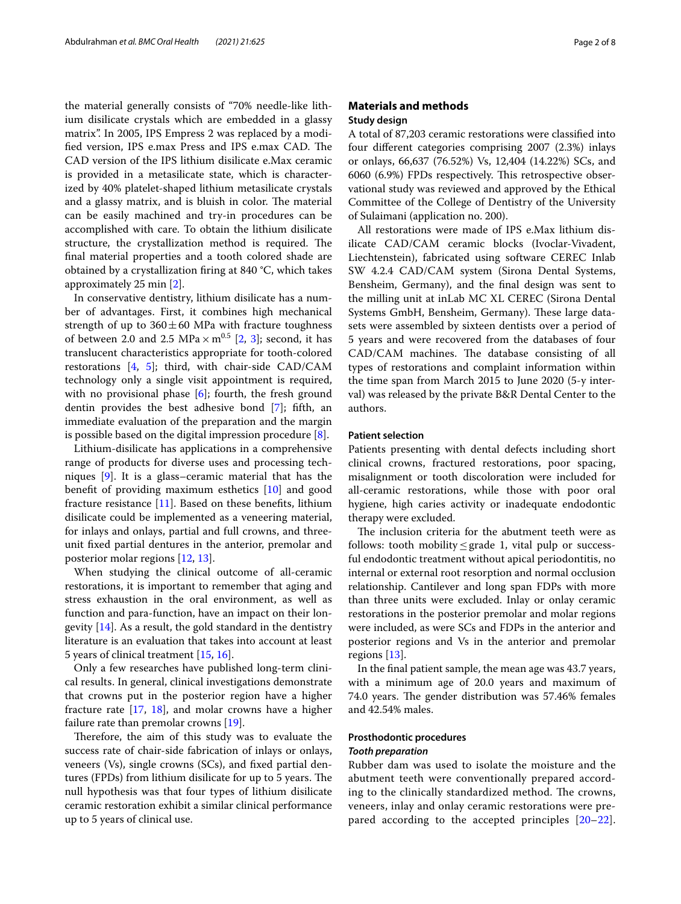the material generally consists of "70% needle-like lithium disilicate crystals which are embedded in a glassy matrix". In 2005, IPS Empress 2 was replaced by a modified version, IPS e.max Press and IPS e.max CAD. The CAD version of the IPS lithium disilicate e.Max ceramic is provided in a metasilicate state, which is characterized by 40% platelet-shaped lithium metasilicate crystals and a glassy matrix, and is bluish in color. The material can be easily machined and try-in procedures can be accomplished with care. To obtain the lithium disilicate structure, the crystallization method is required. The final material properties and a tooth colored shade are obtained by a crystallization firing at 840 °C, which takes approximately 25 min [2].

In conservative dentistry, lithium disilicate has a number of advantages. First, it combines high mechanical strength of up to $360 \pm 60$ MPa with fracture toughness of between 2.0 and 2.5 MPa $\times$ m$^{0.5}$ [2, 3]; second, it has translucent characteristics appropriate for tooth-colored restorations [4, 5]; third, with chair-side CAD/CAM technology only a single visit appointment is required, with no provisional phase [6]; fourth, the fresh ground dentin provides the best adhesive bond [7]; fifth, an immediate evaluation of the preparation and the margin is possible based on the digital impression procedure [8].

Lithium-disilicate has applications in a comprehensive range of products for diverse uses and processing techniques [9]. It is a glass–ceramic material that has the benefit of providing maximum esthetics [10] and good fracture resistance [11]. Based on these benefits, lithium disilicate could be implemented as a veneering material, for inlays and onlays, partial and full crowns, and three-unit fixed partial dentures in the anterior, premolar and posterior molar regions [12, 13].

When studying the clinical outcome of all-ceramic restorations, it is important to remember that aging and stress exhaustion in the oral environment, as well as function and para-function, have an impact on their longevity [14]. As a result, the gold standard in the dentistry literature is an evaluation that takes into account at least 5 years of clinical treatment [15, 16].

Only a few researches have published long-term clinical results. In general, clinical investigations demonstrate that crowns put in the posterior region have a higher fracture rate [17, 18], and molar crowns have a higher failure rate than premolar crowns [19].

Therefore, the aim of this study was to evaluate the success rate of chair-side fabrication of inlays or onlays, veneers (Vs), single crowns (SCs), and fixed partial dentures (FPDs) from lithium disilicate for up to 5 years. The null hypothesis was that four types of lithium disilicate ceramic restoration exhibit a similar clinical performance up to 5 years of clinical use.

## Materials and methods

### Study design

A total of 87,203 ceramic restorations were classified into four different categories comprising 2007 (2.3%) inlays or onlays, 66,637 (76.52%) Vs, 12,404 (14.22%) SCs, and 6060 (6.9%) FPDs respectively. This retrospective observational study was reviewed and approved by the Ethical Committee of the College of Dentistry of the University of Sulaimani (application no. 200).

All restorations were made of IPS e.Max lithium disilicate CAD/CAM ceramic blocks (Ivoclar-Vivadent, Liechtenstein), fabricated using software CEREC Inlab SW 4.2.4 CAD/CAM system (Sirona Dental Systems, Bensheim, Germany), and the final design was sent to the milling unit at inLab MC XL CEREC (Sirona Dental Systems GmbH, Bensheim, Germany). These large datasets were assembled by sixteen dentists over a period of 5 years and were recovered from the databases of four CAD/CAM machines. The database consisting of all types of restorations and complaint information within the time span from March 2015 to June 2020 (5-y interval) was released by the private B&R Dental Center to the authors.

### Patient selection

Patients presenting with dental defects including short clinical crowns, fractured restorations, poor spacing, misalignment or tooth discoloration were included for all-ceramic restorations, while those with poor oral hygiene, high caries activity or inadequate endodontic therapy were excluded.

The inclusion criteria for the abutment teeth were as follows: tooth mobility $\leq$ grade 1, vital pulp or successful endodontic treatment without apical periodontitis, no internal or external root resorption and normal occlusion relationship. Cantilever and long span FDPs with more than three units were excluded. Inlay or onlay ceramic restorations in the posterior premolar and molar regions were included, as were SCs and FDPs in the anterior and posterior regions and Vs in the anterior and premolar regions [13].

In the final patient sample, the mean age was 43.7 years, with a minimum age of 20.0 years and maximum of 74.0 years. The gender distribution was 57.46% females and 42.54% males.

### Prosthodontic procedures

#### *Tooth preparation*

Rubber dam was used to isolate the moisture and the abutment teeth were conventionally prepared according to the clinically standardized method. The crowns, veneers, inlay and onlay ceramic restorations were prepared according to the accepted principles [20–22].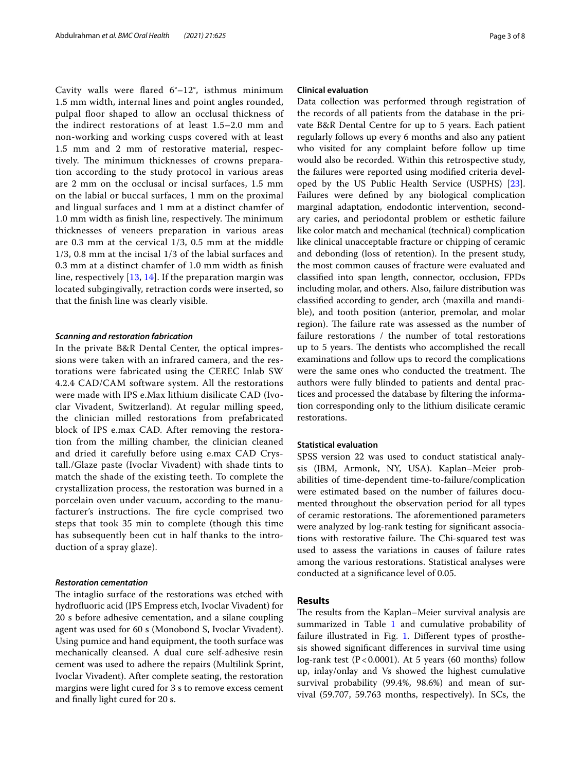Cavity walls were flared 6°–12°, isthmus minimum 1.5 mm width, internal lines and point angles rounded, pulpal floor shaped to allow an occlusal thickness of the indirect restorations of at least 1.5–2.0 mm and non-working and working cusps covered with at least 1.5 mm and 2 mm of restorative material, respectively. The minimum thicknesses of crowns preparation according to the study protocol in various areas are 2 mm on the occlusal or incisal surfaces, 1.5 mm on the labial or buccal surfaces, 1 mm on the proximal and lingual surfaces and 1 mm at a distinct chamfer of 1.0 mm width as finish line, respectively. The minimum thicknesses of veneers preparation in various areas are 0.3 mm at the cervical 1/3, 0.5 mm at the middle 1/3, 0.8 mm at the incisal 1/3 of the labial surfaces and 0.3 mm at a distinct chamfer of 1.0 mm width as finish line, respectively [13, 14]. If the preparation margin was located subgingivally, retraction cords were inserted, so that the finish line was clearly visible.

#### *Scanning and restoration fabrication*

In the private B&R Dental Center, the optical impressions were taken with an infrared camera, and the restorations were fabricated using the CEREC Inlab SW 4.2.4 CAD/CAM software system. All the restorations were made with IPS e.Max lithium disilicate CAD (Ivoclar Vivadent, Switzerland). At regular milling speed, the clinician milled restorations from prefabricated block of IPS e.max CAD. After removing the restoration from the milling chamber, the clinician cleaned and dried it carefully before using e.max CAD Crystall./Glaze paste (Ivoclar Vivadent) with shade tints to match the shade of the existing teeth. To complete the crystallization process, the restoration was burned in a porcelain oven under vacuum, according to the manufacturer's instructions. The fire cycle comprised two steps that took 35 min to complete (though this time has subsequently been cut in half thanks to the introduction of a spray glaze).

#### *Restoration cementation*

The intaglio surface of the restorations was etched with hydrofluoric acid (IPS Empress etch, Ivoclar Vivadent) for 20 s before adhesive cementation, and a silane coupling agent was used for 60 s (Monobond S, Ivoclar Vivadent). Using pumice and hand equipment, the tooth surface was mechanically cleansed. A dual cure self-adhesive resin cement was used to adhere the repairs (Multilink Sprint, Ivoclar Vivadent). After complete seating, the restoration margins were light cured for 3 s to remove excess cement and finally light cured for 20 s.

### Clinical evaluation

Data collection was performed through registration of the records of all patients from the database in the private B&R Dental Centre for up to 5 years. Each patient regularly follows up every 6 months and also any patient who visited for any complaint before follow up time would also be recorded. Within this retrospective study, the failures were reported using modified criteria developed by the US Public Health Service (USPHS) [23]. Failures were defined by any biological complication marginal adaptation, endodontic intervention, secondary caries, and periodontal problem or esthetic failure like color match and mechanical (technical) complication like clinical unacceptable fracture or chipping of ceramic and debonding (loss of retention). In the present study, the most common causes of fracture were evaluated and classified into span length, connector, occlusion, FPDs including molar, and others. Also, failure distribution was classified according to gender, arch (maxilla and mandible), and tooth position (anterior, premolar, and molar region). The failure rate was assessed as the number of failure restorations / the number of total restorations up to 5 years. The dentists who accomplished the recall examinations and follow ups to record the complications were the same ones who conducted the treatment. The authors were fully blinded to patients and dental practices and processed the database by filtering the information corresponding only to the lithium disilicate ceramic restorations.

### Statistical evaluation

SPSS version 22 was used to conduct statistical analysis (IBM, Armonk, NY, USA). Kaplan–Meier probabilities of time-dependent time-to-failure/complication were estimated based on the number of failures documented throughout the observation period for all types of ceramic restorations. The aforementioned parameters were analyzed by log-rank testing for significant associations with restorative failure. The Chi-squared test was used to assess the variations in causes of failure rates among the various restorations. Statistical analyses were conducted at a significance level of 0.05.

## Results

The results from the Kaplan–Meier survival analysis are summarized in Table 1 and cumulative probability of failure illustrated in Fig. 1. Different types of prosthesis showed significant differences in survival time using log-rank test ($P<0.0001$). At 5 years (60 months) follow up, inlay/onlay and Vs showed the highest cumulative survival probability (99.4%, 98.6%) and mean of survival (59.707, 59.763 months, respectively). In SCs, the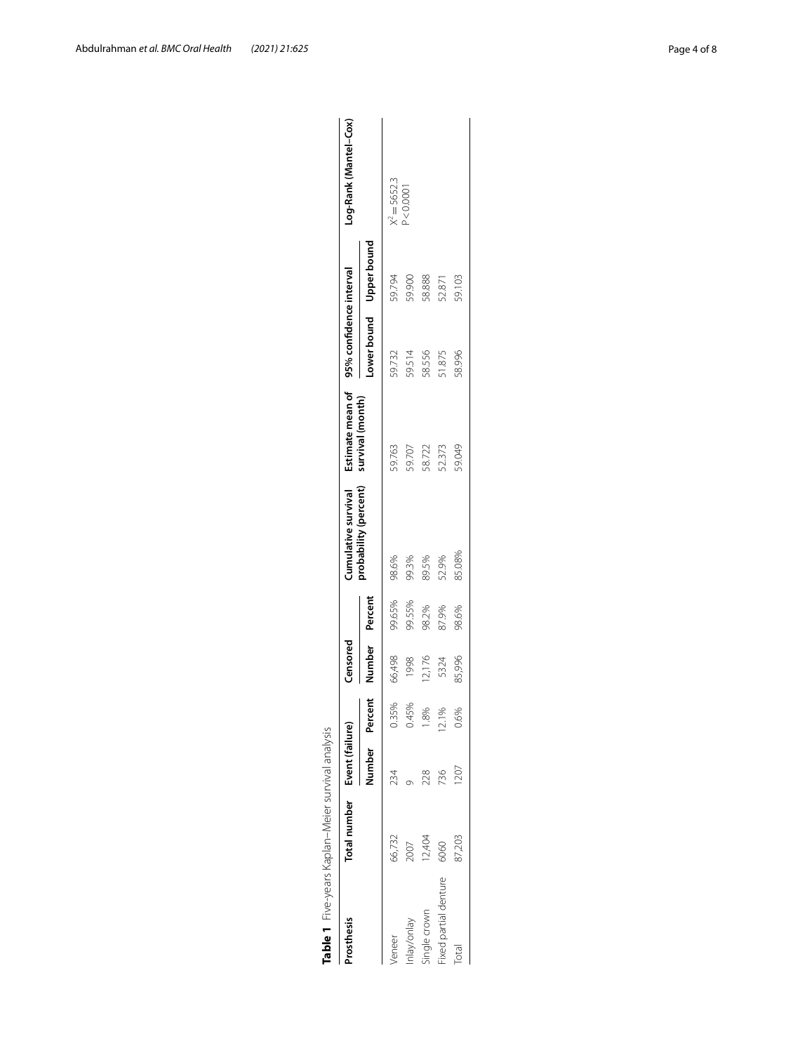**Table 1** Five-years Kaplan–Meier survival analysis

| Prosthesis | Total number | Event (failure) | | Censored | | Cumulative survival probability (percent) | Estimate mean of survival (month) | 95% confidence interval | | Log-Rank (Mantel–Cox) |
|---|---|---|---|---|---|---|---|---|---|---|
| | | Number | Percent | Number | Percent | | | Lower bound | Upper bound | |
| Veneer | 66,732 | 234 | 0.35% | 66,498 | 99.65% | 98.6% | 59.763 | 59.732 | 59.794 | $X^2 = 5652.3$ $P < 0.0001$ |
| Inlay/onlay | 2007 | 9 | 0.45% | 1998 | 99.55% | 99.3% | 59.707 | 59.514 | 59.900 | |
| Single crown | 12,404 | 228 | 1.8% | 12,176 | 98.2% | 89.5% | 58.722 | 58.556 | 58.888 | |
| Fixed partial denture | 6060 | 736 | 12.1% | 5324 | 87.9% | 52.9% | 52.373 | 51.875 | 52.871 | |
| Total | 87,203 | 1207 | 0.6% | 85,996 | 98.6% | 85.08% | 59.049 | 58.996 | 59.103 | |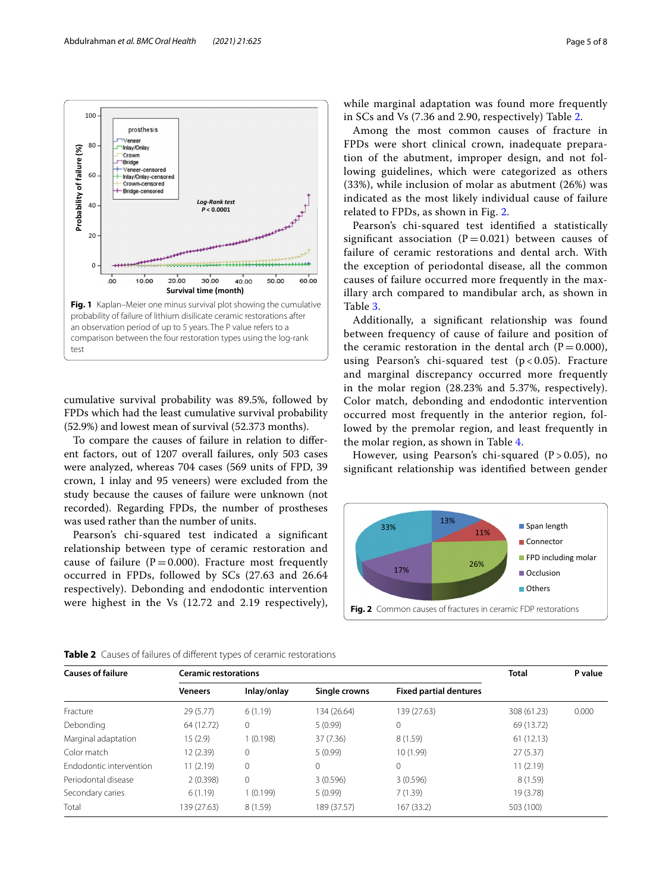Fig. 1 Kaplan–Meier one minus survival plot showing the cumulative probability of failure of lithium disilicate ceramic restorations after an observation period of up to 5 years. The P value refers to a comparison between the four restoration types using the log-rank test

cumulative survival probability was 89.5%, followed by FPDs which had the least cumulative survival probability (52.9%) and lowest mean of survival (52.373 months).

To compare the causes of failure in relation to different factors, out of 1207 overall failures, only 503 cases were analyzed, whereas 704 cases (569 units of FPD, 39 crown, 1 inlay and 95 veneers) were excluded from the study because the causes of failure were unknown (not recorded). Regarding FPDs, the number of prostheses was used rather than the number of units.

Pearson's chi-squared test indicated a significant relationship between type of ceramic restoration and cause of failure (P = 0.000). Fracture most frequently occurred in FPDs, followed by SCs (27.63 and 26.64 respectively). Debonding and endodontic intervention were highest in the Vs (12.72 and 2.19 respectively), while marginal adaptation was found more frequently in SCs and Vs (7.36 and 2.90, respectively) Table 2.

Among the most common causes of fracture in FPDs were short clinical crown, inadequate preparation of the abutment, improper design, and not following guidelines, which were categorized as others (33%), while inclusion of molar as abutment (26%) was indicated as the most likely individual cause of failure related to FPDs, as shown in Fig. 2.

Pearson's chi-squared test identified a statistically significant association (P = 0.021) between causes of failure of ceramic restorations and dental arch. With the exception of periodontal disease, all the common causes of failure occurred more frequently in the maxillary arch compared to mandibular arch, as shown in Table 3.

Additionally, a significant relationship was found between frequency of cause of failure and position of the ceramic restoration in the dental arch (P = 0.000), using Pearson's chi-squared test ($p < 0.05$). Fracture and marginal discrepancy occurred more frequently in the molar region (28.23% and 5.37%, respectively). Color match, debonding and endodontic intervention occurred most frequently in the anterior region, followed by the premolar region, and least frequently in the molar region, as shown in Table 4.

However, using Pearson's chi-squared ($P > 0.05$), no significant relationship was identified between gender

Fig. 2 Common causes of fractures in ceramic FDP restorations

**Table 2** Causes of failures of different types of ceramic restorations

| Causes of failure | Ceramic restorations | | | | Total | P value |
|---|---|---|---|---|---|---|
| | Veneers | Inlay/onlay | Single crowns | Fixed partial dentures | | |
| Fracture | 29 (5.77) | 6 (1.19) | 134 (26.64) | 139 (27.63) | 308 (61.23) | 0.000 |
| Debonding | 64 (12.72) | 0 | 5 (0.99) | 0 | 69 (13.72) | |
| Marginal adaptation | 15 (2.9) | 1 (0.198) | 37 (7.36) | 8 (1.59) | 61 (12.13) | |
| Color match | 12 (2.39) | 0 | 5 (0.99) | 10 (1.99) | 27 (5.37) | |
| Endodontic intervention | 11 (2.19) | 0 | 0 | 0 | 11 (2.19) | |
| Periodontal disease | 2 (0.398) | 0 | 3 (0.596) | 3 (0.596) | 8 (1.59) | |
| Secondary caries | 6 (1.19) | 1 (0.199) | 5 (0.99) | 7 (1.39) | 19 (3.78) | |
| Total | 139 (27.63) | 8 (1.59) | 189 (37.57) | 167 (33.2) | 503 (100) | |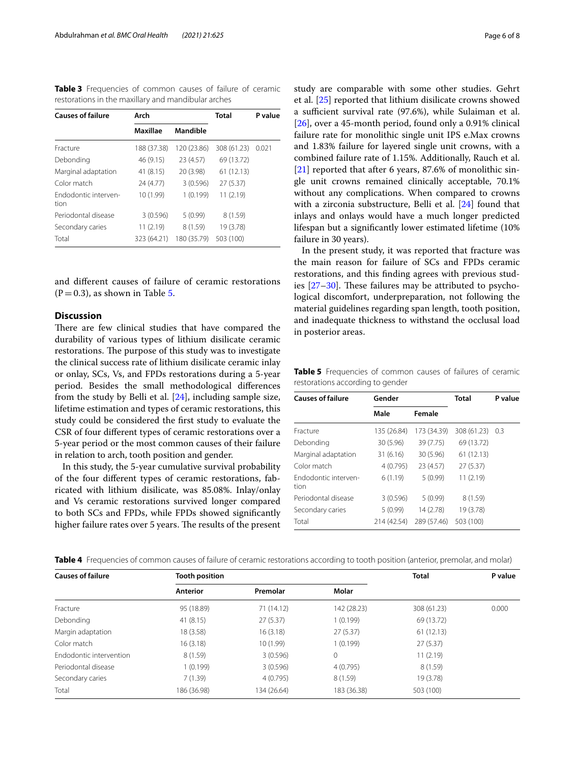**Table 3** Frequencies of common causes of failure of ceramic restorations in the maxillary and mandibular arches

| Causes of failure | Arch | | Total | P value |
|---|---|---|---|---|
| | Maxillae | Mandible | | |
| Fracture | 188 (37.38) | 120 (23.86) | 308 (61.23) | 0.021 |
| Debonding | 46 (9.15) | 23 (4.57) | 69 (13.72) | |
| Marginal adaptation | 41 (8.15) | 20 (3.98) | 61 (12.13) | |
| Color match | 24 (4.77) | 3 (0.596) | 27 (5.37) | |
| Endodontic intervention | 10 (1.99) | 1 (0.199) | 11 (2.19) | |
| Periodontal disease | 3 (0.596) | 5 (0.99) | 8 (1.59) | |
| Secondary caries | 11 (2.19) | 8 (1.59) | 19 (3.78) | |
| Total | 323 (64.21) | 180 (35.79) | 503 (100) | |

and different causes of failure of ceramic restorations (P = 0.3), as shown in Table 5.

## Discussion

There are few clinical studies that have compared the durability of various types of lithium disilicate ceramic restorations. The purpose of this study was to investigate the clinical success rate of lithium disilicate ceramic inlay or onlay, SCs, Vs, and FPDs restorations during a 5-year period. Besides the small methodological differences from the study by Belli et al. [24], including sample size, lifetime estimation and types of ceramic restorations, this study could be considered the first study to evaluate the CSR of four different types of ceramic restorations over a 5-year period or the most common causes of their failure in relation to arch, tooth position and gender.

In this study, the 5-year cumulative survival probability of the four different types of ceramic restorations, fabricated with lithium disilicate, was 85.08%. Inlay/onlay and Vs ceramic restorations survived longer compared to both SCs and FPDs, while FPDs showed significantly higher failure rates over 5 years. The results of the present study are comparable with some other studies. Gehrt et al. [25] reported that lithium disilicate crowns showed a sufficient survival rate (97.6%), while Sulaiman et al. [26], over a 45-month period, found only a 0.91% clinical failure rate for monolithic single unit IPS e.Max crowns and 1.83% failure for layered single unit crowns, with a combined failure rate of 1.15%. Additionally, Rauch et al. [21] reported that after 6 years, 87.6% of monolithic single unit crowns remained clinically acceptable, 70.1% without any complications. When compared to crowns with a zirconia substructure, Belli et al. [24] found that inlays and onlays would have a much longer predicted lifespan but a significantly lower estimated lifetime (10% failure in 30 years).

In the present study, it was reported that fracture was the main reason for failure of SCs and FPDs ceramic restorations, and this finding agrees with previous studies [27–30]. These failures may be attributed to psychological discomfort, underpreparation, not following the material guidelines regarding span length, tooth position, and inadequate thickness to withstand the occlusal load in posterior areas.

**Table 5** Frequencies of common causes of failures of ceramic restorations according to gender

| Causes of failure | Gender | | Total | P value |
|---|---|---|---|---|
| | Male | Female | | |
| Fracture | 135 (26.84) | 173 (34.39) | 308 (61.23) | 0.3 |
| Debonding | 30 (5.96) | 39 (7.75) | 69 (13.72) | |
| Marginal adaptation | 31 (6.16) | 30 (5.96) | 61 (12.13) | |
| Color match | 4 (0.795) | 23 (4.57) | 27 (5.37) | |
| Endodontic intervention | 6 (1.19) | 5 (0.99) | 11 (2.19) | |
| Periodontal disease | 3 (0.596) | 5 (0.99) | 8 (1.59) | |
| Secondary caries | 5 (0.99) | 14 (2.78) | 19 (3.78) | |
| Total | 214 (42.54) | 289 (57.46) | 503 (100) | |

**Table 4** Frequencies of common causes of failure of ceramic restorations according to tooth position (anterior, premolar, and molar)

| Causes of failure | Tooth position | | | Total | P value |
|---|---|---|---|---|---|
| | Anterior | Premolar | Molar | | |
| Fracture | 95 (18.89) | 71 (14.12) | 142 (28.23) | 308 (61.23) | 0.000 |
| Debonding | 41 (8.15) | 27 (5.37) | 1 (0.199) | 69 (13.72) | |
| Margin adaptation | 18 (3.58) | 16 (3.18) | 27 (5.37) | 61 (12.13) | |
| Color match | 16 (3.18) | 10 (1.99) | 1 (0.199) | 27 (5.37) | |
| Endodontic intervention | 8 (1.59) | 3 (0.596) | 0 | 11 (2.19) | |
| Periodontal disease | 1 (0.199) | 3 (0.596) | 4 (0.795) | 8 (1.59) | |
| Secondary caries | 7 (1.39) | 4 (0.795) | 8 (1.59) | 19 (3.78) | |
| Total | 186 (36.98) | 134 (26.64) | 183 (36.38) | 503 (100) | |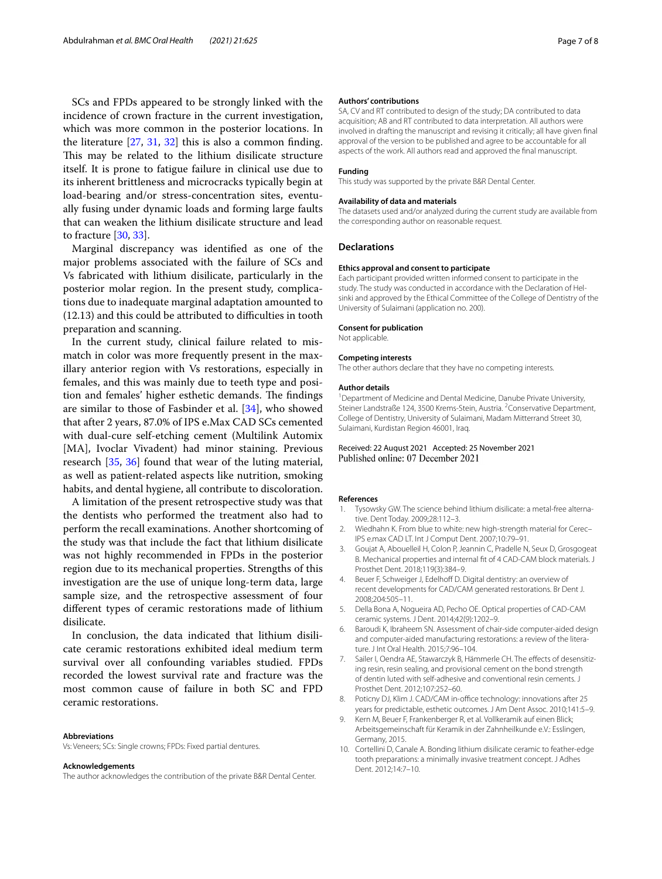SCs and FPDs appeared to be strongly linked with the incidence of crown fracture in the current investigation, which was more common in the posterior locations. In the literature [27, 31, 32] this is also a common finding. This may be related to the lithium disilicate structure itself. It is prone to fatigue failure in clinical use due to its inherent brittleness and microcracks typically begin at load-bearing and/or stress-concentration sites, eventually fusing under dynamic loads and forming large faults that can weaken the lithium disilicate structure and lead to fracture [30, 33].

Marginal discrepancy was identified as one of the major problems associated with the failure of SCs and Vs fabricated with lithium disilicate, particularly in the posterior molar region. In the present study, complications due to inadequate marginal adaptation amounted to (12.13) and this could be attributed to difficulties in tooth preparation and scanning.

In the current study, clinical failure related to mismatch in color was more frequently present in the maxillary anterior region with Vs restorations, especially in females, and this was mainly due to teeth type and position and females' higher esthetic demands. The findings are similar to those of Fasbinder et al. [34], who showed that after 2 years, 87.0% of IPS e.Max CAD SCs cemented with dual-cure self-etching cement (Multilink Automix [MA], Ivoclar Vivadent) had minor staining. Previous research [35, 36] found that wear of the luting material, as well as patient-related aspects like nutrition, smoking habits, and dental hygiene, all contribute to discoloration.

A limitation of the present retrospective study was that the dentists who performed the treatment also had to perform the recall examinations. Another shortcoming of the study was that include the fact that lithium disilicate was not highly recommended in FPDs in the posterior region due to its mechanical properties. Strengths of this investigation are the use of unique long-term data, large sample size, and the retrospective assessment of four different types of ceramic restorations made of lithium disilicate.

In conclusion, the data indicated that lithium disilicate ceramic restorations exhibited ideal medium term survival over all confounding variables studied. FPDs recorded the lowest survival rate and fracture was the most common cause of failure in both SC and FPD ceramic restorations.

#### Abbreviations
Vs: Veneers; SCs: Single crowns; FPDs: Fixed partial dentures.

#### Acknowledgements
The author acknowledges the contribution of the private B&R Dental Center.

#### Authors' contributions
SA, CV and RT contributed to design of the study; DA contributed to data acquisition; AB and RT contributed to data interpretation. All authors were involved in drafting the manuscript and revising it critically; all have given final approval of the version to be published and agree to be accountable for all aspects of the work. All authors read and approved the final manuscript.

#### Funding
This study was supported by the private B&R Dental Center.

#### Availability of data and materials
The datasets used and/or analyzed during the current study are available from the corresponding author on reasonable request.

## Declarations

#### Ethics approval and consent to participate
Each participant provided written informed consent to participate in the study. The study was conducted in accordance with the Declaration of Helsinki and approved by the Ethical Committee of the College of Dentistry of the University of Sulaimani (application no. 200).

#### Consent for publication
Not applicable.

#### Competing interests
The other authors declare that they have no competing interests.

#### Author details
[1] Department of Medicine and Dental Medicine, Danube Private University, Steiner Landstraße 124, 3500 Krems-Stein, Austria. [2] Conservative Department, College of Dentistry, University of Sulaimani, Madam Mitterrand Street 30, Sulaimani, Kurdistan Region 46001, Iraq.

Received: 22 August 2021 Accepted: 25 November 2021
Published online: 07 December 2021

#### References

1. Tysowsky GW. The science behind lithium disilicate: a metal-free alternative. Dent Today. 2009;28:112–3.
2. Wiedhahn K. From blue to white: new high-strength material for Cerec–IPS e.max CAD LT. Int J Comput Dent. 2007;10:79–91.
3. Goujat A, Abouelleil H, Colon P, Jeannin C, Pradelle N, Seux D, Grosgogeat B. Mechanical properties and internal fit of 4 CAD-CAM block materials. J Prosthet Dent. 2018;119(3):384–9.
4. Beuer F, Schweiger J, Edelhoff D. Digital dentistry: an overview of recent developments for CAD/CAM generated restorations. Br Dent J. 2008;204:505–11.
5. Della Bona A, Nogueira AD, Pecho OE. Optical properties of CAD-CAM ceramic systems. J Dent. 2014;42(9):1202–9.
6. Baroudi K, Ibraheem SN. Assessment of chair-side computer-aided design and computer-aided manufacturing restorations: a review of the literature. J Int Oral Health. 2015;7:96–104.
7. Sailer I, Oendra AE, Stawarczyk B, Hämmerle CH. The effects of desensitizing resin, resin sealing, and provisional cement on the bond strength of dentin luted with self-adhesive and conventional resin cements. J Prosthet Dent. 2012;107:252–60.
8. Poticny DJ, Klim J. CAD/CAM in-office technology: innovations after 25 years for predictable, esthetic outcomes. J Am Dent Assoc. 2010;141:5–9.
9. Kern M, Beuer F, Frankenberger R, et al. Vollkeramik auf einen Blick; Arbeitsgemeinschaft für Keramik in der Zahnheilkunde e.V.: Esslingen, Germany, 2015.
10. Cortellini D, Canale A. Bonding lithium disilicate ceramic to feather-edge tooth preparations: a minimally invasive treatment concept. J Adhes Dent. 2012;14:7–10.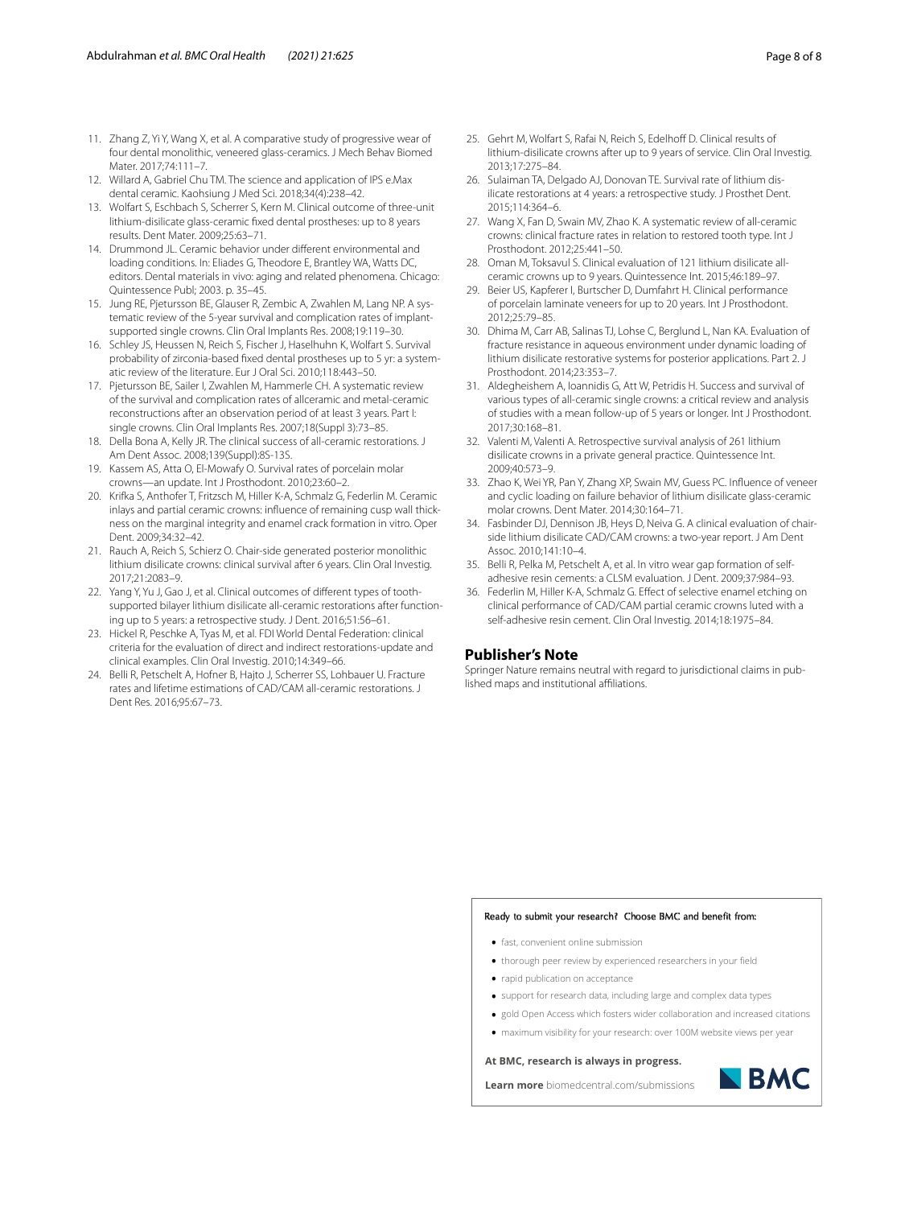11. Zhang Z, Yi Y, Wang X, et al. A comparative study of progressive wear of four dental monolithic, veneered glass-ceramics. J Mech Behav Biomed Mater. 2017;74:111–7.
12. Willard A, Gabriel Chu TM. The science and application of IPS e.Max dental ceramic. Kaohsiung J Med Sci. 2018;34(4):238–42.
13. Wolfart S, Eschbach S, Scherrer S, Kern M. Clinical outcome of three-unit lithium-disilicate glass-ceramic fixed dental prostheses: up to 8 years results. Dent Mater. 2009;25:63–71.
14. Drummond JL. Ceramic behavior under different environmental and loading conditions. In: Eliades G, Theodore E, Brantley WA, Watts DC, editors. Dental materials in vivo: aging and related phenomena. Chicago: Quintessence Publ; 2003. p. 35–45.
15. Jung RE, Pjetursson BE, Glauser R, Zembic A, Zwahlen M, Lang NP. A systematic review of the 5-year survival and complication rates of implant-supported single crowns. Clin Oral Implants Res. 2008;19:119–30.
16. Schley JS, Heussen N, Reich S, Fischer J, Haselhuhn K, Wolfart S. Survival probability of zirconia-based fixed dental prostheses up to 5 yr: a systematic review of the literature. Eur J Oral Sci. 2010;118:443–50.
17. Pjetursson BE, Sailer I, Zwahlen M, Hammerle CH. A systematic review of the survival and complication rates of allceramic and metal-ceramic reconstructions after an observation period of at least 3 years. Part I: single crowns. Clin Oral Implants Res. 2007;18(Suppl 3):73–85.
18. Della Bona A, Kelly JR. The clinical success of all-ceramic restorations. J Am Dent Assoc. 2008;139(Suppl):8S-13S.
19. Kassem AS, Atta O, El-Mowafy O. Survival rates of porcelain molar crowns—an update. Int J Prosthodont. 2010;23:60–2.
20. Krifka S, Anthofer T, Fritzsch M, Hiller K-A, Schmalz G, Federlin M. Ceramic inlays and partial ceramic crowns: influence of remaining cusp wall thickness on the marginal integrity and enamel crack formation in vitro. Oper Dent. 2009;34:32–42.
21. Rauch A, Reich S, Schierz O. Chair-side generated posterior monolithic lithium disilicate crowns: clinical survival after 6 years. Clin Oral Investig. 2017;21:2083–9.
22. Yang Y, Yu J, Gao J, et al. Clinical outcomes of different types of tooth-supported bilayer lithium disilicate all-ceramic restorations after functioning up to 5 years: a retrospective study. J Dent. 2016;51:56–61.
23. Hickel R, Peschke A, Tyas M, et al. FDI World Dental Federation: clinical criteria for the evaluation of direct and indirect restorations-update and clinical examples. Clin Oral Investig. 2010;14:349–66.
24. Belli R, Petschelt A, Hofner B, Hajto J, Scherrer SS, Lohbauer U. Fracture rates and lifetime estimations of CAD/CAM all-ceramic restorations. J Dent Res. 2016;95:67–73.
25. Gehrt M, Wolfart S, Rafai N, Reich S, Edelhoff D. Clinical results of lithium-disilicate crowns after up to 9 years of service. Clin Oral Investig. 2013;17:275–84.
26. Sulaiman TA, Delgado AJ, Donovan TE. Survival rate of lithium disilicate restorations at 4 years: a retrospective study. J Prosthet Dent. 2015;114:364–6.
27. Wang X, Fan D, Swain MV, Zhao K. A systematic review of all-ceramic crowns: clinical fracture rates in relation to restored tooth type. Int J Prosthodont. 2012;25:441–50.
28. Oman M, Toksavul S. Clinical evaluation of 121 lithium disilicate all-ceramic crowns up to 9 years. Quintessence Int. 2015;46:189–97.
29. Beier US, Kapferer I, Burtscher D, Dumfahrt H. Clinical performance of porcelain laminate veneers for up to 20 years. Int J Prosthodont. 2012;25:79–85.
30. Dhima M, Carr AB, Salinas TJ, Lohse C, Berglund L, Nan KA. Evaluation of fracture resistance in aqueous environment under dynamic loading of lithium disilicate restorative systems for posterior applications. Part 2. J Prosthodont. 2014;23:353–7.
31. Aldegheishem A, Ioannidis G, Att W, Petridis H. Success and survival of various types of all-ceramic single crowns: a critical review and analysis of studies with a mean follow-up of 5 years or longer. Int J Prosthodont. 2017;30:168–81.
32. Valenti M, Valenti A. Retrospective survival analysis of 261 lithium disilicate crowns in a private general practice. Quintessence Int. 2009;40:573–9.
33. Zhao K, Wei YR, Pan Y, Zhang XP, Swain MV, Guess PC. Influence of veneer and cyclic loading on failure behavior of lithium disilicate glass-ceramic molar crowns. Dent Mater. 2014;30:164–71.
34. Fasbinder DJ, Dennison JB, Heys D, Neiva G. A clinical evaluation of chairside lithium disilicate CAD/CAM crowns: a two-year report. J Am Dent Assoc. 2010;141:10–4.
35. Belli R, Pelka M, Petschelt A, et al. In vitro wear gap formation of self-adhesive resin cements: a CLSM evaluation. J Dent. 2009;37:984–93.
36. Federlin M, Hiller K-A, Schmalz G. Effect of selective enamel etching on clinical performance of CAD/CAM partial ceramic crowns luted with a self-adhesive resin cement. Clin Oral Investig. 2014;18:1975–84.

## Publisher's Note

Springer Nature remains neutral with regard to jurisdictional claims in published maps and institutional affiliations.

Ready to submit your research? Choose BMC and benefit from:

- fast, convenient online submission
- thorough peer review by experienced researchers in your field
- rapid publication on acceptance
- support for research data, including large and complex data types
- gold Open Access which fosters wider collaboration and increased citations
- maximum visibility for your research: over 100M website views per year

**At BMC, research is always in progress.**

**Learn more** biomedcentral.com/submissions

BMC